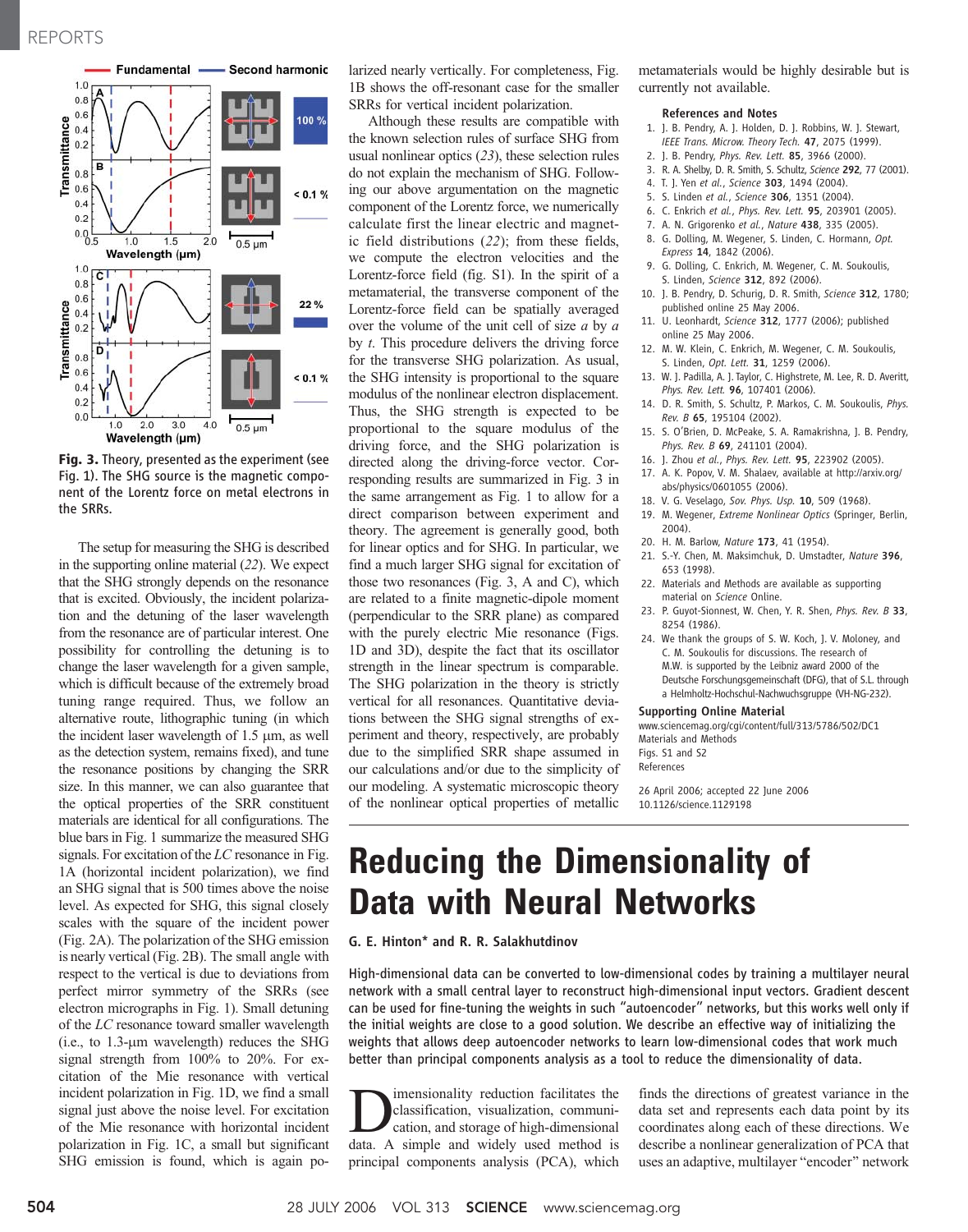**Fig. 3.** Theory, presented as the experiment (see Fig. 1). The SHG source is the magnetic component of the Lorentz force on metal electrons in the SRRs.

The setup for measuring the SHG is described in the supporting online material (*22*). We expect that the SHG strongly depends on the resonance that is excited. Obviously, the incident polarization and the detuning of the laser wavelength from the resonance are of particular interest. One possibility for controlling the detuning is to change the laser wavelength for a given sample, which is difficult because of the extremely broad tuning range required. Thus, we follow an alternative route, lithographic tuning (in which the incident laser wavelength of 1.5 μm, as well as the detection system, remains fixed), and tune the resonance positions by changing the SRR size. In this manner, we can also guarantee that the optical properties of the SRR constituent materials are identical for all configurations. The blue bars in Fig. 1 summarize the measured SHG signals. For excitation of the *LC* resonance in Fig. 1A (horizontal incident polarization), we find an SHG signal that is 500 times above the noise level. As expected for SHG, this signal closely scales with the square of the incident power (Fig. 2A). The polarization of the SHG emission is nearly vertical (Fig. 2B). The small angle with respect to the vertical is due to deviations from perfect mirror symmetry of the SRRs (see electron micrographs in Fig. 1). Small detuning of the *LC* resonance toward smaller wavelength (i.e., to 1.3-μm wavelength) reduces the SHG signal strength from 100% to 20%. For excitation of the Mie resonance with vertical incident polarization in Fig. 1D, we find a small signal just above the noise level. For excitation of the Mie resonance with horizontal incident polarization in Fig. 1C, a small but significant SHG emission is found, which is again polarized nearly vertically. For completeness, Fig. 1B shows the off-resonant case for the smaller SRRs for vertical incident polarization.

Although these results are compatible with the known selection rules of surface SHG from usual nonlinear optics (*23*), these selection rules do not explain the mechanism of SHG. Following our above argumentation on the magnetic component of the Lorentz force, we numerically calculate first the linear electric and magnetic field distributions (*22*); from these fields, we compute the electron velocities and the Lorentz-force field (fig. S1). In the spirit of a metamaterial, the transverse component of the Lorentz-force field can be spatially averaged over the volume of the unit cell of size *a* by *a* by *t*. This procedure delivers the driving force for the transverse SHG polarization. As usual, the SHG intensity is proportional to the square modulus of the nonlinear electron displacement. Thus, the SHG strength is expected to be proportional to the square modulus of the driving force, and the SHG polarization is directed along the driving-force vector. Corresponding results are summarized in Fig. 3 in the same arrangement as Fig. 1 to allow for a direct comparison between experiment and theory. The agreement is generally good, both for linear optics and for SHG. In particular, we find a much larger SHG signal for excitation of those two resonances (Fig. 3, A and C), which are related to a finite magnetic-dipole moment (perpendicular to the SRR plane) as compared with the purely electric Mie resonance (Figs. 1D and 3D), despite the fact that its oscillator strength in the linear spectrum is comparable. The SHG polarization in the theory is strictly vertical for all resonances. Quantitative deviations between the SHG signal strengths of experiment and theory, respectively, are probably due to the simplified SRR shape assumed in our calculations and/or due to the simplicity of our modeling. A systematic microscopic theory of the nonlinear optical properties of metallic metamaterials would be highly desirable but is currently not available.

### References and Notes

1. J. B. Pendry, A. J. Holden, D. J. Robbins, W. J. Stewart, *IEEE Trans. Microw. Theory Tech.* **47**, 2075 (1999).
2. J. B. Pendry, *Phys. Rev. Lett.* **85**, 3966 (2000).
3. R. A. Shelby, D. R. Smith, S. Schultz, *Science* **292**, 77 (2001).
4. T. J. Yen *et al.*, *Science* **303**, 1494 (2004).
5. S. Linden *et al.*, *Science* **306**, 1351 (2004).
6. C. Enkrich *et al.*, *Phys. Rev. Lett.* **95**, 203901 (2005).
7. A. N. Grigorenko *et al.*, *Nature* **438**, 335 (2005).
8. G. Dolling, M. Wegener, S. Linden, C. Hormann, *Opt. Express* **14**, 1842 (2006).
9. G. Dolling, C. Enkrich, M. Wegener, C. M. Soukoulis, S. Linden, *Science* **312**, 892 (2006).
10. J. B. Pendry, D. Schurig, D. R. Smith, *Science* **312**, 1780; published online 25 May 2006.
11. U. Leonhardt, *Science* **312**, 1777 (2006); published online 25 May 2006.
12. M. W. Klein, C. Enkrich, M. Wegener, C. M. Soukoulis, S. Linden, *Opt. Lett.* **31**, 1259 (2006).
13. W. J. Padilla, A. J. Taylor, C. Highstrete, M. Lee, R. D. Averitt, *Phys. Rev. Lett.* **96**, 107401 (2006).
14. D. R. Smith, S. Schultz, P. Markos, C. M. Soukoulis, *Phys. Rev. B* **65**, 195104 (2002).
15. S. O'Brien, D. McPeake, S. A. Ramakrishna, J. B. Pendry, *Phys. Rev. B* **69**, 241101 (2004).
16. J. Zhou *et al.*, *Phys. Rev. Lett.* **95**, 223902 (2005).
17. A. K. Popov, V. M. Shalaev, available at http://arxiv.org/abs/physics/0601055 (2006).
18. V. G. Veselago, *Sov. Phys. Usp.* **10**, 509 (1968).
19. M. Wegener, *Extreme Nonlinear Optics* (Springer, Berlin, 2004).
20. H. M. Barlow, *Nature* **173**, 41 (1954).
21. S.-Y. Chen, M. Maksimchuk, D. Umstadter, *Nature* **396**, 653 (1998).
22. Materials and Methods are available as supporting material on *Science* Online.
23. P. Guyot-Sionnest, W. Chen, Y. R. Shen, *Phys. Rev. B* **33**, 8254 (1986).
24. We thank the groups of S. W. Koch, J. V. Moloney, and C. M. Soukoulis for discussions. The research of M.W. is supported by the Leibniz award 2000 of the Deutsche Forschungsgemeinschaft (DFG), that of S.L. through a Helmholtz-Hochschul-Nachwuchsgruppe (VH-NG-232).

### Supporting Online Material

www.sciencemag.org/cgi/content/full/313/5786/502/DC1
Materials and Methods
Figs. S1 and S2
References

26 April 2006; accepted 22 June 2006
10.1126/science.1129198

# Reducing the Dimensionality of Data with Neural Networks

**G. E. Hinton\* and R. R. Salakhutdinov**

**High-dimensional data can be converted to low-dimensional codes by training a multilayer neural network with a small central layer to reconstruct high-dimensional input vectors. Gradient descent can be used for fine-tuning the weights in such "autoencoder" networks, but this works well only if the initial weights are close to a good solution. We describe an effective way of initializing the weights that allows deep autoencoder networks to learn low-dimensional codes that work much better than principal components analysis as a tool to reduce the dimensionality of data.**

Dimensionality reduction facilitates the classification, visualization, communication, and storage of high-dimensional data. A simple and widely used method is principal components analysis (PCA), which finds the directions of greatest variance in the data set and represents each data point by its coordinates along each of these directions. We describe a nonlinear generalization of PCA that uses an adaptive, multilayer "encoder" network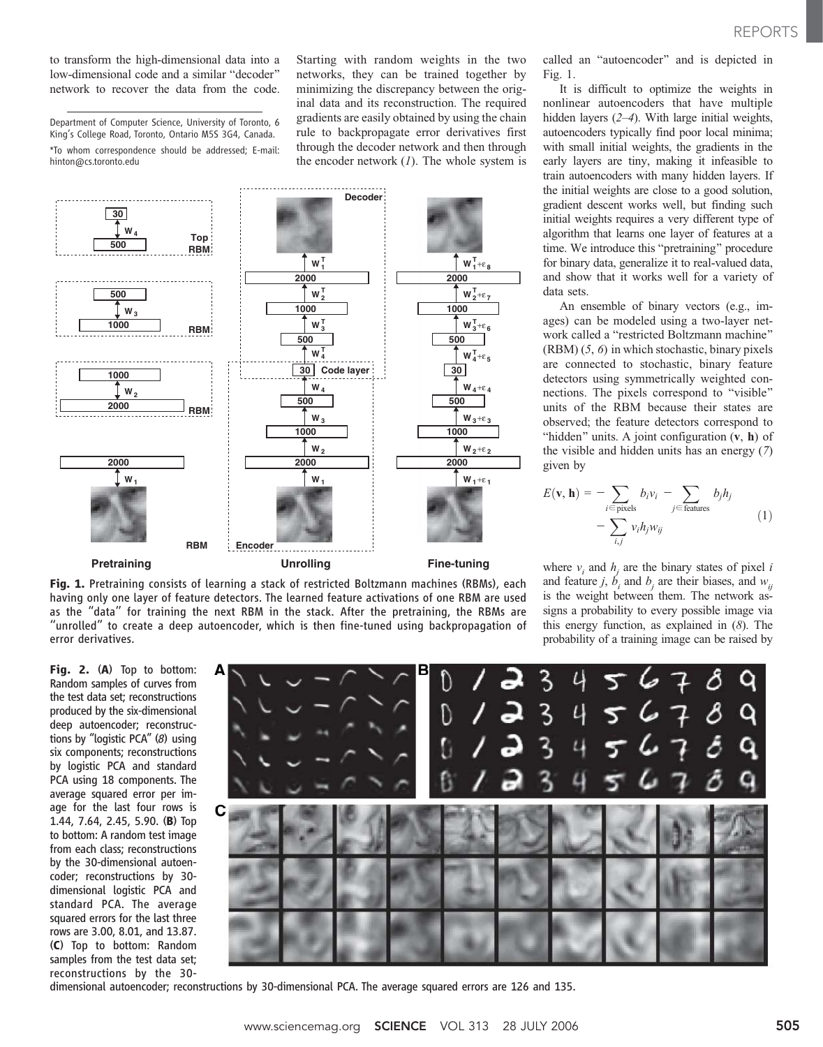to transform the high-dimensional data into a low-dimensional code and a similar "decoder" network to recover the data from the code. Starting with random weights in the two networks, they can be trained together by minimizing the discrepancy between the original data and its reconstruction. The required gradients are easily obtained by using the chain rule to backpropagate error derivatives first through the decoder network and then through the encoder network (1). The whole system is called an "autoencoder" and is depicted in Fig. 1.

Department of Computer Science, University of Toronto, 6 King's College Road, Toronto, Ontario M5S 3G4, Canada.

*To whom correspondence should be addressed; E-mail: hinton@cs.toronto.edu

**Fig. 1.** Pretraining consists of learning a stack of restricted Boltzmann machines (RBMs), each having only one layer of feature detectors. The learned feature activations of one RBM are used as the "data" for training the next RBM in the stack. After the pretraining, the RBMs are "unrolled" to create a deep autoencoder, which is then fine-tuned using backpropagation of error derivatives.

It is difficult to optimize the weights in nonlinear autoencoders that have multiple hidden layers (2–4). With large initial weights, autoencoders typically find poor local minima; with small initial weights, the gradients in the early layers are tiny, making it infeasible to train autoencoders with many hidden layers. If the initial weights are close to a good solution, gradient descent works well, but finding such initial weights requires a very different type of algorithm that learns one layer of features at a time. We introduce this "pretraining" procedure for binary data, generalize it to real-valued data, and show that it works well for a variety of data sets.

An ensemble of binary vectors (e.g., images) can be modeled using a two-layer network called a "restricted Boltzmann machine" (RBM) (5, 6) in which stochastic, binary pixels are connected to stochastic, binary feature detectors using symmetrically weighted connections. The pixels correspond to "visible" units of the RBM because their states are observed; the feature detectors correspond to "hidden" units. A joint configuration $(\mathbf{v}, \mathbf{h})$ of the visible and hidden units has an energy (7) given by

$$E(\mathbf{v}, \mathbf{h}) = -\sum_{i \in \text{pixels}} b_i v_i - \sum_{j \in \text{features}} b_j h_j - \sum_{i,j} v_i h_j w_{ij} \quad (1)$$

where $v_i$ and $h_j$ are the binary states of pixel $i$ and feature $j$, $b_i$ and $b_j$ are their biases, and $w_{ij}$ is the weight between them. The network assigns a probability to every possible image via this energy function, as explained in (8). The probability of a training image can be raised by

**Fig. 2.** (**A**) Top to bottom: Random samples of curves from the test data set; reconstructions produced by the six-dimensional deep autoencoder; reconstructions by "logistic PCA" (8) using six components; reconstructions by logistic PCA and standard PCA using 18 components. The average squared error per image for the last four rows is 1.44, 7.64, 2.45, 5.90. (**B**) Top to bottom: A random test image from each class; reconstructions by the 30-dimensional autoencoder; reconstructions by 30-dimensional logistic PCA and standard PCA. The average squared errors for the last three rows are 3.00, 8.01, and 13.87. (**C**) Top to bottom: Random samples from the test data set; reconstructions by the 30-dimensional autoencoder; reconstructions by 30-dimensional PCA. The average squared errors are 126 and 135.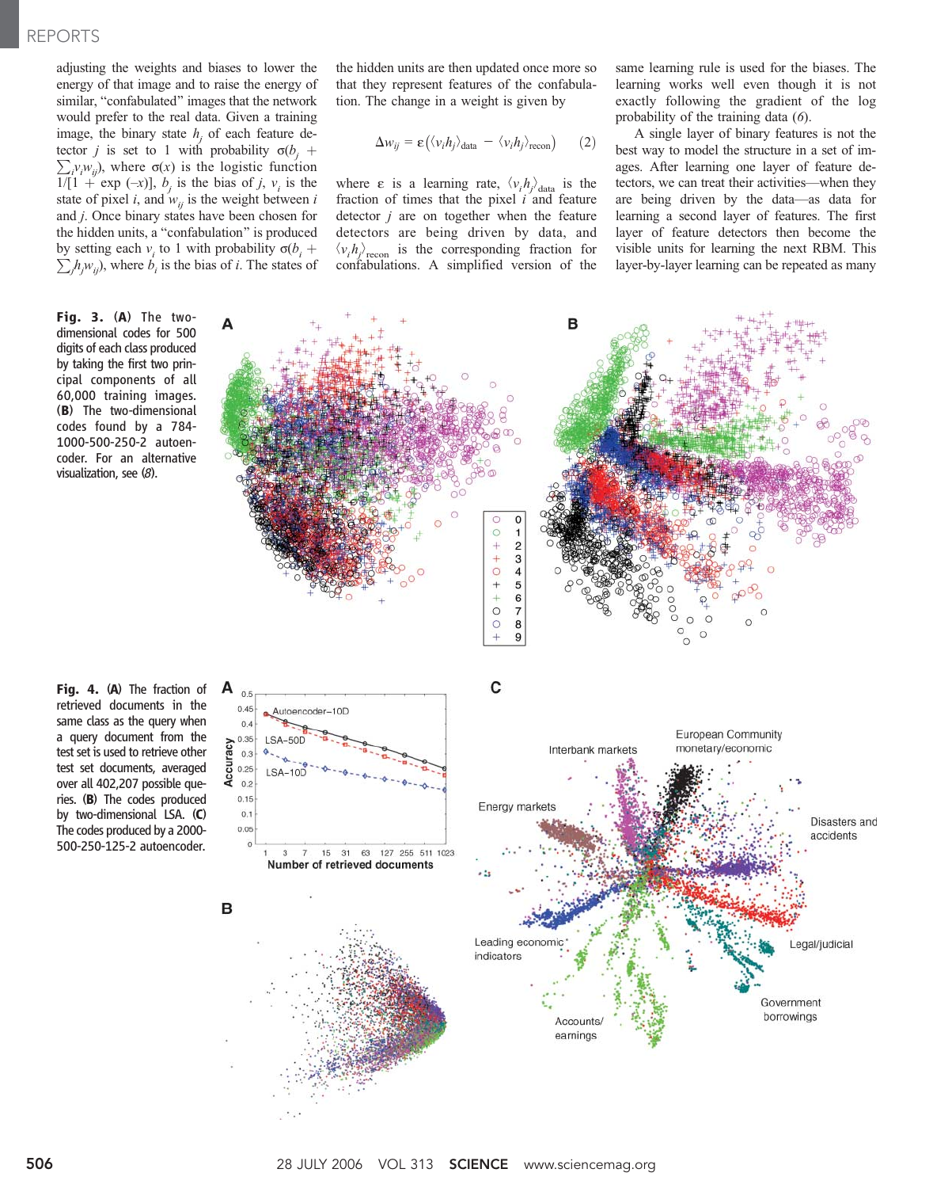adjusting the weights and biases to lower the energy of that image and to raise the energy of similar, "confabulated" images that the network would prefer to the real data. Given a training image, the binary state $h_j$ of each feature detector $j$ is set to 1 with probability $\sigma(b_j + \sum_i v_i w_{ij})$, where $\sigma(x)$ is the logistic function $1/[1 + \exp(-x)]$, $b_j$ is the bias of $j$, $v_i$ is the state of pixel $i$, and $w_{ij}$ is the weight between $i$ and $j$. Once binary states have been chosen for the hidden units, a "confabulation" is produced by setting each $v_i$ to 1 with probability $\sigma(b_i + \sum_j h_j w_{ij})$, where $b_i$ is the bias of $i$. The states of the hidden units are then updated once more so that they represent features of the confabulation. The change in a weight is given by

$$\Delta w_{ij} = \varepsilon\left(\langle v_i h_j \rangle_{\text{data}} - \langle v_i h_j \rangle_{\text{recon}}\right) \qquad (2)$$

where $\varepsilon$ is a learning rate, $\langle v_i h_j \rangle_{\text{data}}$ is the fraction of times that the pixel $i$ and feature detector $j$ are on together when the feature detectors are being driven by data, and $\langle v_i h_j \rangle_{\text{recon}}$ is the corresponding fraction for confabulations. A simplified version of the same learning rule is used for the biases. The learning works well even though it is not exactly following the gradient of the log probability of the training data (6).

A single layer of binary features is not the best way to model the structure in a set of images. After learning one layer of feature detectors, we can treat their activities—when they are being driven by the data—as data for learning a second layer of features. The first layer of feature detectors then become the visible units for learning the next RBM. This layer-by-layer learning can be repeated as many

**Fig. 3.** (**A**) The two-dimensional codes for 500 digits of each class produced by taking the first two principal components of all 60,000 training images. (**B**) The two-dimensional codes found by a 784-1000-500-250-2 autoencoder. For an alternative visualization, see (8).

**Fig. 4.** (**A**) The fraction of retrieved documents in the same class as the query when a query document from the test set is used to retrieve other test set documents, averaged over all 402,207 possible queries. (**B**) The codes produced by two-dimensional LSA. (**C**) The codes produced by a 2000-500-250-125-2 autoencoder.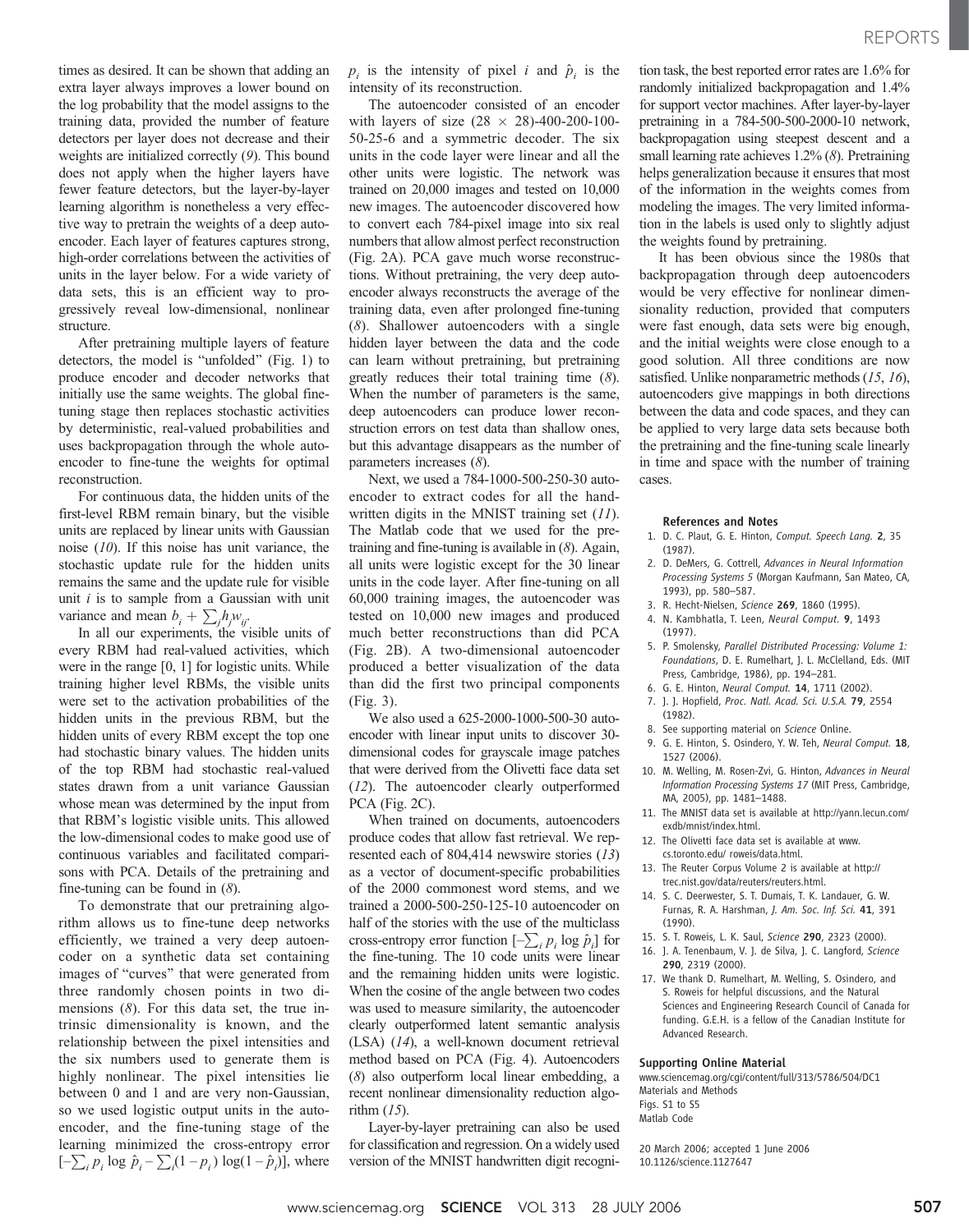times as desired. It can be shown that adding an extra layer always improves a lower bound on the log probability that the model assigns to the training data, provided the number of feature detectors per layer does not decrease and their weights are initialized correctly (*9*). This bound does not apply when the higher layers have fewer feature detectors, but the layer-by-layer learning algorithm is nonetheless a very effective way to pretrain the weights of a deep autoencoder. Each layer of features captures strong, high-order correlations between the activities of units in the layer below. For a wide variety of data sets, this is an efficient way to progressively reveal low-dimensional, nonlinear structure.

After pretraining multiple layers of feature detectors, the model is "unfolded" (Fig. 1) to produce encoder and decoder networks that initially use the same weights. The global fine-tuning stage then replaces stochastic activities by deterministic, real-valued probabilities and uses backpropagation through the whole autoencoder to fine-tune the weights for optimal reconstruction.

For continuous data, the hidden units of the first-level RBM remain binary, but the visible units are replaced by linear units with Gaussian noise (*10*). If this noise has unit variance, the stochastic update rule for the hidden units remains the same and the update rule for visible unit $i$ is to sample from a Gaussian with unit variance and mean $b_i + \sum_j h_j w_{ij}$.

In all our experiments, the visible units of every RBM had real-valued activities, which were in the range [0, 1] for logistic units. While training higher level RBMs, the visible units were set to the activation probabilities of the hidden units in the previous RBM, but the hidden units of every RBM except the top one had stochastic binary values. The hidden units of the top RBM had stochastic real-valued states drawn from a unit variance Gaussian whose mean was determined by the input from that RBM's logistic visible units. This allowed the low-dimensional codes to make good use of continuous variables and facilitated comparisons with PCA. Details of the pretraining and fine-tuning can be found in (*8*).

To demonstrate that our pretraining algorithm allows us to fine-tune deep networks efficiently, we trained a very deep autoencoder on a synthetic data set containing images of "curves" that were generated from three randomly chosen points in two dimensions (*8*). For this data set, the true intrinsic dimensionality is known, and the relationship between the pixel intensities and the six numbers used to generate them is highly nonlinear. The pixel intensities lie between 0 and 1 and are very non-Gaussian, so we used logistic output units in the autoencoder, and the fine-tuning stage of the learning minimized the cross-entropy error $[-\sum_i p_i \log \hat{p}_i - \sum_i (1 - p_i) \log(1 - \hat{p}_i)]$, where $p_i$ is the intensity of pixel $i$ and $\hat{p}_i$ is the intensity of its reconstruction.

The autoencoder consisted of an encoder with layers of size $(28 \times 28)$-400-200-100-50-25-6 and a symmetric decoder. The six units in the code layer were linear and all the other units were logistic. The network was trained on 20,000 images and tested on 10,000 new images. The autoencoder discovered how to convert each 784-pixel image into six real numbers that allow almost perfect reconstruction (Fig. 2A). PCA gave much worse reconstructions. Without pretraining, the very deep autoencoder always reconstructs the average of the training data, even after prolonged fine-tuning (*8*). Shallower autoencoders with a single hidden layer between the data and the code can learn without pretraining, but pretraining greatly reduces their total training time (*8*). When the number of parameters is the same, deep autoencoders can produce lower reconstruction errors on test data than shallow ones, but this advantage disappears as the number of parameters increases (*8*).

Next, we used a 784-1000-500-250-30 autoencoder to extract codes for all the handwritten digits in the MNIST training set (*11*). The Matlab code that we used for the pretraining and fine-tuning is available in (*8*). Again, all units were logistic except for the 30 linear units in the code layer. After fine-tuning on all 60,000 training images, the autoencoder was tested on 10,000 new images and produced much better reconstructions than did PCA (Fig. 2B). A two-dimensional autoencoder produced a better visualization of the data than did the first two principal components (Fig. 3).

We also used a 625-2000-1000-500-30 autoencoder with linear input units to discover 30-dimensional codes for grayscale image patches that were derived from the Olivetti face data set (*12*). The autoencoder clearly outperformed PCA (Fig. 2C).

When trained on documents, autoencoders produce codes that allow fast retrieval. We represented each of 804,414 newswire stories (*13*) as a vector of document-specific probabilities of the 2000 commonest word stems, and we trained a 2000-500-250-125-10 autoencoder on half of the stories with the use of the multiclass cross-entropy error function $[-\sum_i p_i \log \hat{p}_i]$ for the fine-tuning. The 10 code units were linear and the remaining hidden units were logistic. When the cosine of the angle between two codes was used to measure similarity, the autoencoder clearly outperformed latent semantic analysis (LSA) (*14*), a well-known document retrieval method based on PCA (Fig. 4). Autoencoders (*8*) also outperform local linear embedding, a recent nonlinear dimensionality reduction algorithm (*15*).

Layer-by-layer pretraining can also be used for classification and regression. On a widely used version of the MNIST handwritten digit recognition task, the best reported error rates are 1.6% for randomly initialized backpropagation and 1.4% for support vector machines. After layer-by-layer pretraining in a 784-500-500-2000-10 network, backpropagation using steepest descent and a small learning rate achieves 1.2% (*8*). Pretraining helps generalization because it ensures that most of the information in the weights comes from modeling the images. The very limited information in the labels is used only to slightly adjust the weights found by pretraining.

It has been obvious since the 1980s that backpropagation through deep autoencoders would be very effective for nonlinear dimensionality reduction, provided that computers were fast enough, data sets were big enough, and the initial weights were close enough to a good solution. All three conditions are now satisfied. Unlike nonparametric methods (*15*, *16*), autoencoders give mappings in both directions between the data and code spaces, and they can be applied to very large data sets because both the pretraining and the fine-tuning scale linearly in time and space with the number of training cases.

### References and Notes

1. D. C. Plaut, G. E. Hinton, *Comput. Speech Lang.* **2**, 35 (1987).
2. D. DeMers, G. Cottrell, *Advances in Neural Information Processing Systems 5* (Morgan Kaufmann, San Mateo, CA, 1993), pp. 580–587.
3. R. Hecht-Nielsen, *Science* **269**, 1860 (1995).
4. N. Kambhatla, T. Leen, *Neural Comput.* **9**, 1493 (1997).
5. P. Smolensky, *Parallel Distributed Processing: Volume 1: Foundations*, D. E. Rumelhart, J. L. McClelland, Eds. (MIT Press, Cambridge, 1986), pp. 194–281.
6. G. E. Hinton, *Neural Comput.* **14**, 1711 (2002).
7. J. J. Hopfield, *Proc. Natl. Acad. Sci. U.S.A.* **79**, 2554 (1982).
8. See supporting material on *Science* Online.
9. G. E. Hinton, S. Osindero, Y. W. Teh, *Neural Comput.* **18**, 1527 (2006).
10. M. Welling, M. Rosen-Zvi, G. Hinton, *Advances in Neural Information Processing Systems 17* (MIT Press, Cambridge, MA, 2005), pp. 1481–1488.
11. The MNIST data set is available at http://yann.lecun.com/exdb/mnist/index.html.
12. The Olivetti face data set is available at www.cs.toronto.edu/ roweis/data.html.
13. The Reuter Corpus Volume 2 is available at http://trec.nist.gov/data/reuters/reuters.html.
14. S. C. Deerwester, S. T. Dumais, T. K. Landauer, G. W. Furnas, R. A. Harshman, *J. Am. Soc. Inf. Sci.* **41**, 391 (1990).
15. S. T. Roweis, L. K. Saul, *Science* **290**, 2323 (2000).
16. J. A. Tenenbaum, V. J. de Silva, J. C. Langford, *Science* **290**, 2319 (2000).
17. We thank D. Rumelhart, M. Welling, S. Osindero, and S. Roweis for helpful discussions, and the Natural Sciences and Engineering Research Council of Canada for funding. G.E.H. is a fellow of the Canadian Institute for Advanced Research.

### Supporting Online Material

www.sciencemag.org/cgi/content/full/313/5786/504/DC1
Materials and Methods
Figs. S1 to S5
Matlab Code

20 March 2006; accepted 1 June 2006
10.1126/science.1127647